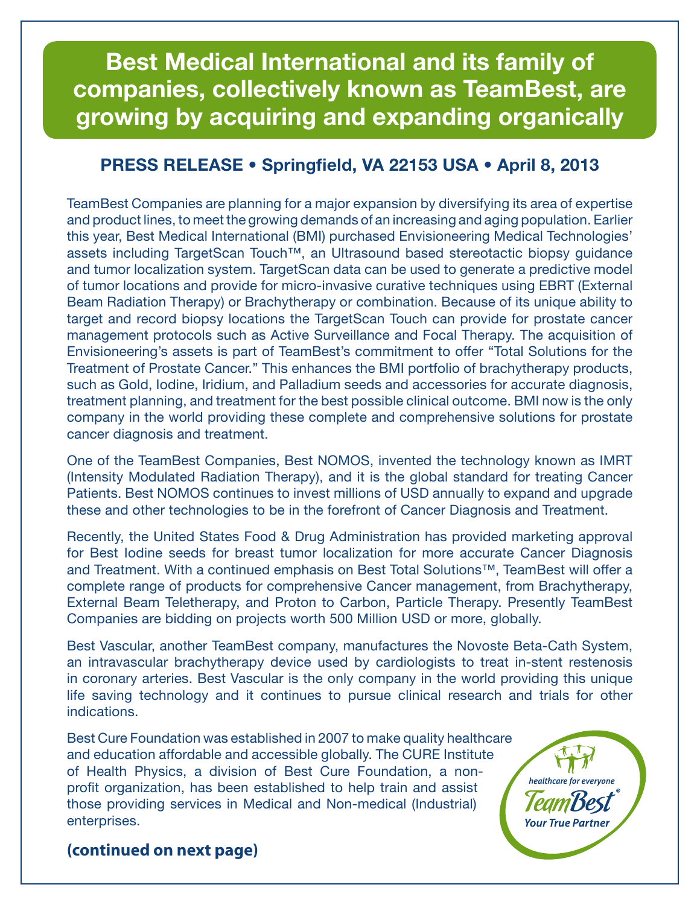# Best Medical International and its family of companies, collectively known as TeamBest, are growing by acquiring and expanding organically

**PRESS RELEASE • Springfield, VA 22153 USA • April 8, 2013**

TeamBest Companies are planning for a major expansion by diversifying its area of expertise and product lines, to meet the growing demands of an increasing and aging population. Earlier this year, Best Medical International (BMI) purchased Envisioneering Medical Technologies' assets including TargetScan Touch™, an Ultrasound based stereotactic biopsy guidance and tumor localization system. TargetScan data can be used to generate a predictive model of tumor locations and provide for micro-invasive curative techniques using EBRT (External Beam Radiation Therapy) or Brachytherapy or combination. Because of its unique ability to target and record biopsy locations the TargetScan Touch can provide for prostate cancer management protocols such as Active Surveillance and Focal Therapy. The acquisition of Envisioneering's assets is part of TeamBest's commitment to offer "Total Solutions for the Treatment of Prostate Cancer." This enhances the BMI portfolio of brachytherapy products, such as Gold, Iodine, Iridium, and Palladium seeds and accessories for accurate diagnosis, treatment planning, and treatment for the best possible clinical outcome. BMI now is the only company in the world providing these complete and comprehensive solutions for prostate cancer diagnosis and treatment.

One of the TeamBest Companies, Best NOMOS, invented the technology known as IMRT (Intensity Modulated Radiation Therapy), and it is the global standard for treating Cancer Patients. Best NOMOS continues to invest millions of USD annually to expand and upgrade these and other technologies to be in the forefront of Cancer Diagnosis and Treatment.

Recently, the United States Food & Drug Administration has provided marketing approval for Best Iodine seeds for breast tumor localization for more accurate Cancer Diagnosis and Treatment. With a continued emphasis on Best Total Solutions™, TeamBest will offer a complete range of products for comprehensive Cancer management, from Brachytherapy, External Beam Teletherapy, and Proton to Carbon, Particle Therapy. Presently TeamBest Companies are bidding on projects worth 500 Million USD or more, globally.

Best Vascular, another TeamBest company, manufactures the Novoste Beta-Cath System, an intravascular brachytherapy device used by cardiologists to treat in-stent restenosis in coronary arteries. Best Vascular is the only company in the world providing this unique life saving technology and it continues to pursue clinical research and trials for other indications.

Best Cure Foundation was established in 2007 to make quality healthcare and education affordable and accessible globally. The CURE Institute of Health Physics, a division of Best Cure Foundation, a non-profit organization, has been established to help train and assist those providing services in Medical and Non-medical (Industrial) enterprises.

healthcare for everyone
TeamBest®
Your True Partner

**(continued on next page)**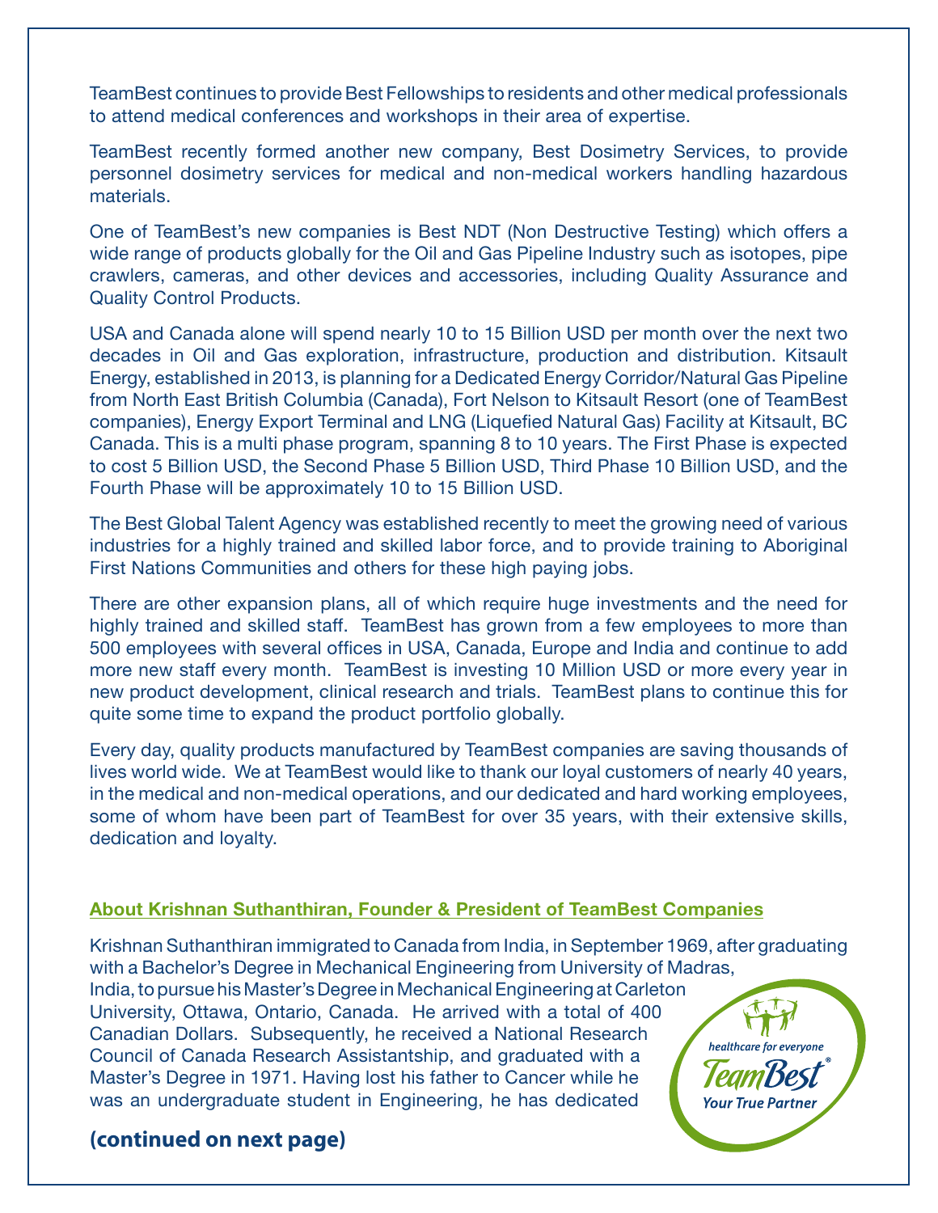TeamBest continues to provide Best Fellowships to residents and other medical professionals to attend medical conferences and workshops in their area of expertise.

TeamBest recently formed another new company, Best Dosimetry Services, to provide personnel dosimetry services for medical and non-medical workers handling hazardous materials.

One of TeamBest's new companies is Best NDT (Non Destructive Testing) which offers a wide range of products globally for the Oil and Gas Pipeline Industry such as isotopes, pipe crawlers, cameras, and other devices and accessories, including Quality Assurance and Quality Control Products.

USA and Canada alone will spend nearly 10 to 15 Billion USD per month over the next two decades in Oil and Gas exploration, infrastructure, production and distribution. Kitsault Energy, established in 2013, is planning for a Dedicated Energy Corridor/Natural Gas Pipeline from North East British Columbia (Canada), Fort Nelson to Kitsault Resort (one of TeamBest companies), Energy Export Terminal and LNG (Liquefied Natural Gas) Facility at Kitsault, BC Canada. This is a multi phase program, spanning 8 to 10 years. The First Phase is expected to cost 5 Billion USD, the Second Phase 5 Billion USD, Third Phase 10 Billion USD, and the Fourth Phase will be approximately 10 to 15 Billion USD.

The Best Global Talent Agency was established recently to meet the growing need of various industries for a highly trained and skilled labor force, and to provide training to Aboriginal First Nations Communities and others for these high paying jobs.

There are other expansion plans, all of which require huge investments and the need for highly trained and skilled staff. TeamBest has grown from a few employees to more than 500 employees with several offices in USA, Canada, Europe and India and continue to add more new staff every month. TeamBest is investing 10 Million USD or more every year in new product development, clinical research and trials. TeamBest plans to continue this for quite some time to expand the product portfolio globally.

Every day, quality products manufactured by TeamBest companies are saving thousands of lives world wide. We at TeamBest would like to thank our loyal customers of nearly 40 years, in the medical and non-medical operations, and our dedicated and hard working employees, some of whom have been part of TeamBest for over 35 years, with their extensive skills, dedication and loyalty.

## About Krishnan Suthanthiran, Founder & President of TeamBest Companies

Krishnan Suthanthiran immigrated to Canada from India, in September 1969, after graduating with a Bachelor's Degree in Mechanical Engineering from University of Madras, India, to pursue his Master's Degree in Mechanical Engineering at Carleton University, Ottawa, Ontario, Canada. He arrived with a total of 400 Canadian Dollars. Subsequently, he received a National Research Council of Canada Research Assistantship, and graduated with a Master's Degree in 1971. Having lost his father to Cancer while he was an undergraduate student in Engineering, he has dedicated

healthcare for everyone
TeamBest®
Your True Partner

**(continued on next page)**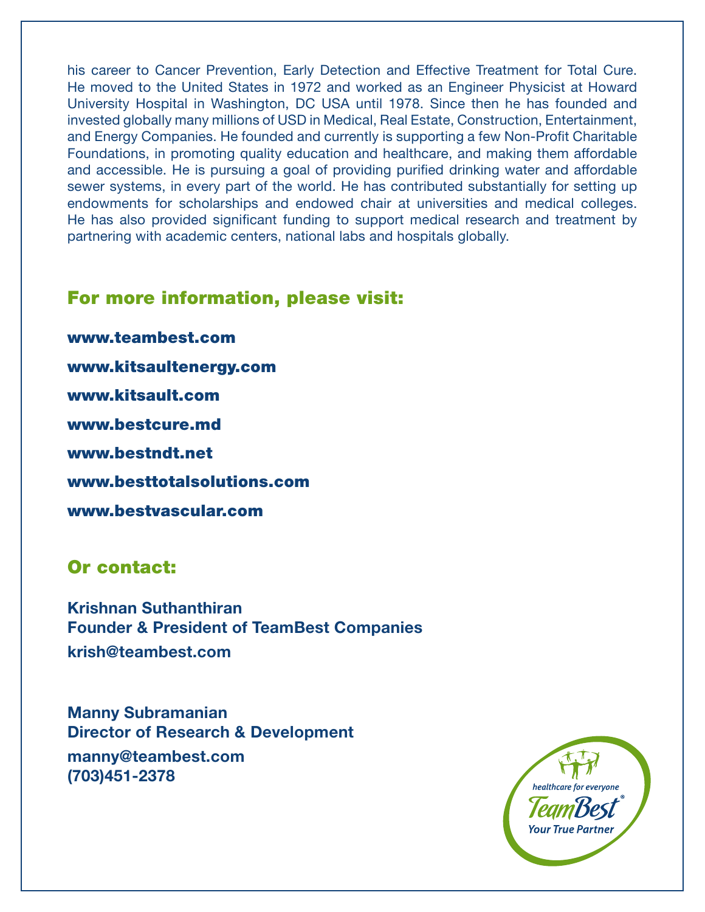his career to Cancer Prevention, Early Detection and Effective Treatment for Total Cure. He moved to the United States in 1972 and worked as an Engineer Physicist at Howard University Hospital in Washington, DC USA until 1978. Since then he has founded and invested globally many millions of USD in Medical, Real Estate, Construction, Entertainment, and Energy Companies. He founded and currently is supporting a few Non-Profit Charitable Foundations, in promoting quality education and healthcare, and making them affordable and accessible. He is pursuing a goal of providing purified drinking water and affordable sewer systems, in every part of the world. He has contributed substantially for setting up endowments for scholarships and endowed chair at universities and medical colleges. He has also provided significant funding to support medical research and treatment by partnering with academic centers, national labs and hospitals globally.

## For more information, please visit:

**www.teambest.com**

**www.kitsaultenergy.com**

**www.kitsault.com**

**www.bestcure.md**

**www.bestndt.net**

**www.besttotalsolutions.com**

**www.bestvascular.com**

## Or contact:

**Krishnan Suthanthiran**
**Founder & President of TeamBest Companies**
**krish@teambest.com**

**Manny Subramanian**
**Director of Research & Development**
**manny@teambest.com**
**(703)451-2378**

healthcare for everyone
TeamBest®
Your True Partner